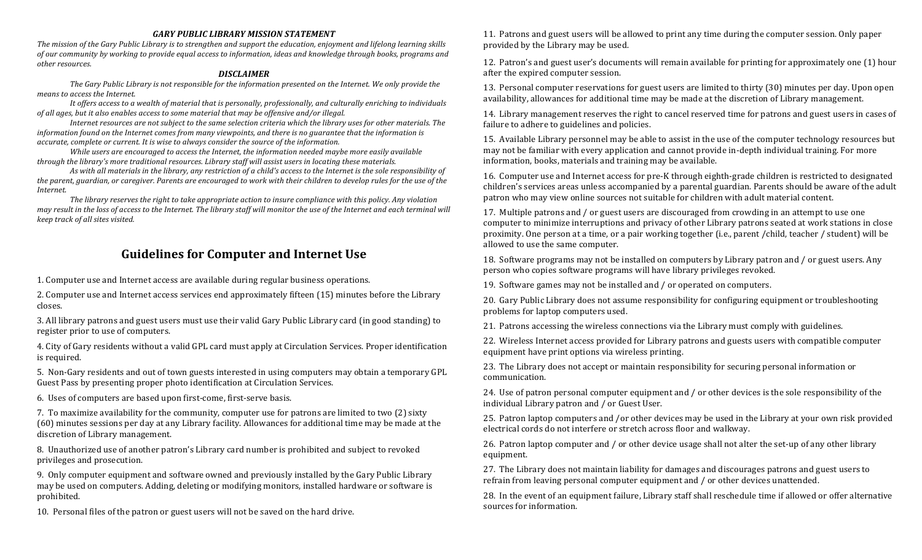### *GARY PUBLIC LIBRARY MISSION STATEMENT*

*The mission of the Gary Public Library is to strengthen and support the education, enjoyment and lifelong learning skills of our community by working to provide equal access to information, ideas and knowledge through books, programs and other resources.*

### *DISCLAIMER*

*The Gary Public Library is not responsible for the information presented on the Internet. We only provide the means to access the Internet.*

*It offers access to a wealth of material that is personally, professionally, and culturally enriching to individuals of all ages, but it also enables access to some material that may be offensive and/or illegal.*

*Internet resources are not subject to the same selection criteria which the library uses for other materials. The information found on the Internet comes from many viewpoints, and there is no guarantee that the information is accurate, complete or current. It is wise to always consider the source of the information.*

*While users are encouraged to access the Internet, the information needed maybe more easily available through the library's more traditional resources. Library staff will assist users in locating these materials.*

*As with all materials in the library, any restriction of a child's access to the Internet is the sole responsibility of the parent, guardian, or caregiver. Parents are encouraged to work with their children to develop rules for the use of the Internet.*

*The library reserves the right to take appropriate action to insure compliance with this policy. Any violation may result in the loss of access to the Internet. The library staff will monitor the use of the Internet and each terminal will keep track of all sites visited.*

## Guidelines for Computer and Internet Use

1. Computer use and Internet access are available during regular business operations.

2. Computer use and Internet access services end approximately fifteen (15) minutes before the Library closes.

3. All library patrons and guest users must use their valid Gary Public Library card (in good standing) to register prior to use of computers.

4. City of Gary residents without a valid GPL card must apply at Circulation Services. Proper identification is required.

5. Non-Gary residents and out of town guests interested in using computers may obtain a temporary GPL Guest Pass by presenting proper photo identification at Circulation Services.

6. Uses of computers are based upon first-come, first-serve basis.

7. To maximize availability for the community, computer use for patrons are limited to two (2) sixty (60) minutes sessions per day at any Library facility. Allowances for additional time may be made at the discretion of Library management.

8. Unauthorized use of another patron's Library card number is prohibited and subject to revoked privileges and prosecution.

9. Only computer equipment and software owned and previously installed by the Gary Public Library may be used on computers. Adding, deleting or modifying monitors, installed hardware or software is prohibited.

10. Personal files of the patron or guest users will not be saved on the hard drive.

11. Patrons and guest users will be allowed to print any time during the computer session. Only paper provided by the Library may be used.

12. Patron's and guest user's documents will remain available for printing for approximately one (1) hour after the expired computer session.

13. Personal computer reservations for guest users are limited to thirty (30) minutes per day. Upon open availability, allowances for additional time may be made at the discretion of Library management.

14. Library management reserves the right to cancel reserved time for patrons and guest users in cases of failure to adhere to guidelines and policies.

15. Available Library personnel may be able to assist in the use of the computer technology resources but may not be familiar with every application and cannot provide in-depth individual training. For more information, books, materials and training may be available.

16. Computer use and Internet access for pre-K through eighth-grade children is restricted to designated children's services areas unless accompanied by a parental guardian. Parents should be aware of the adult patron who may view online sources not suitable for children with adult material content.

17. Multiple patrons and / or guest users are discouraged from crowding in an attempt to use one computer to minimize interruptions and privacy of other Library patrons seated at work stations in close proximity. One person at a time, or a pair working together (i.e., parent /child, teacher / student) will be allowed to use the same computer.

18. Software programs may not be installed on computers by Library patron and / or guest users. Any person who copies software programs will have library privileges revoked.

19. Software games may not be installed and / or operated on computers.

20. Gary Public Library does not assume responsibility for configuring equipment or troubleshooting problems for laptop computers used.

21. Patrons accessing the wireless connections via the Library must comply with guidelines.

22. Wireless Internet access provided for Library patrons and guests users with compatible computer equipment have print options via wireless printing.

23. The Library does not accept or maintain responsibility for securing personal information or communication.

24. Use of patron personal computer equipment and / or other devices is the sole responsibility of the individual Library patron and / or Guest User.

25. Patron laptop computers and /or other devices may be used in the Library at your own risk provided electrical cords do not interfere or stretch across floor and walkway.

26. Patron laptop computer and / or other device usage shall not alter the set-up of any other library equipment.

27. The Library does not maintain liability for damages and discourages patrons and guest users to refrain from leaving personal computer equipment and / or other devices unattended.

28. In the event of an equipment failure, Library staff shall reschedule time if allowed or offer alternative sources for information.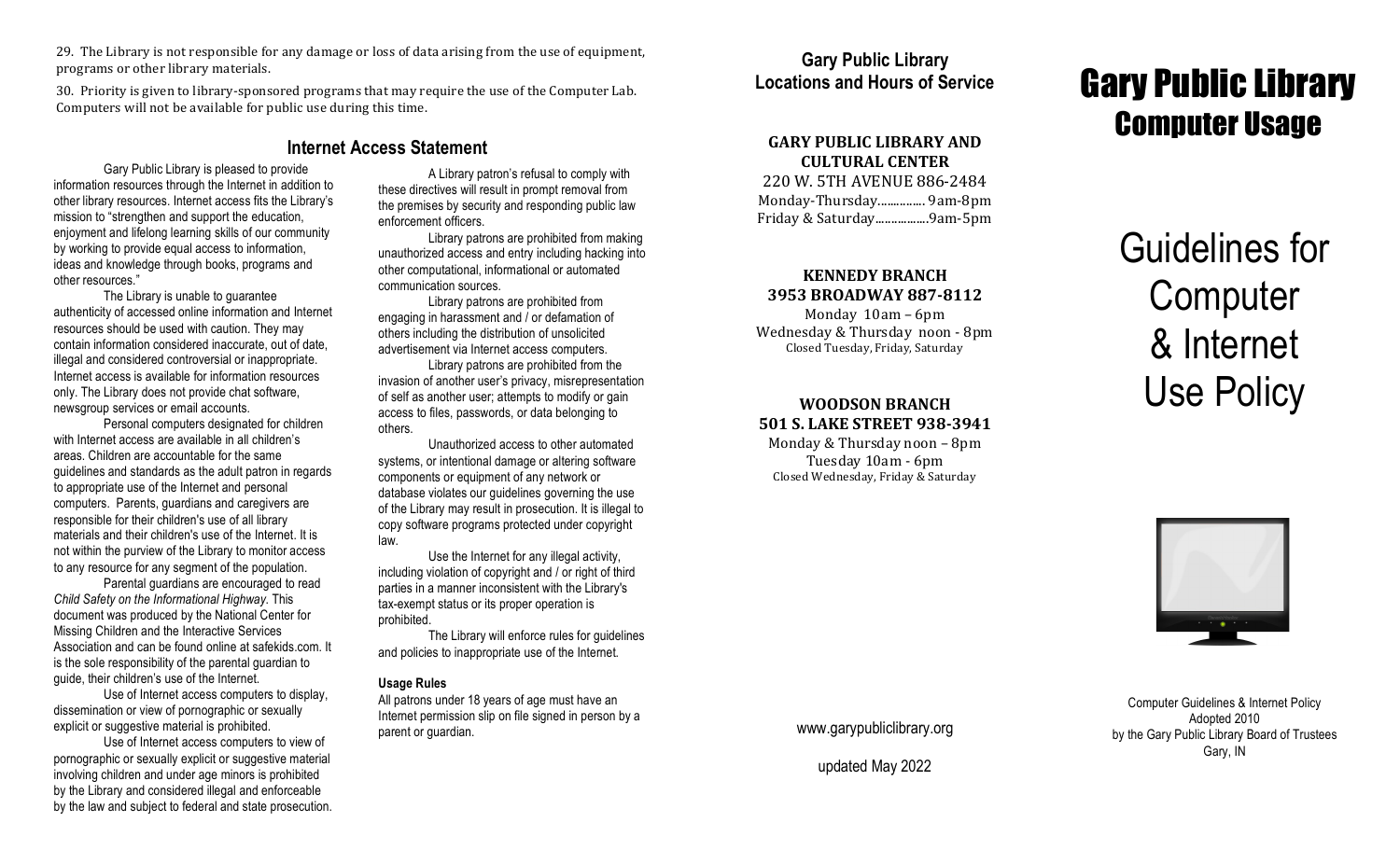29. The Library is not responsible for any damage or loss of data arising from the use of equipment, programs or other library materials.

30. Priority is given to library-sponsored programs that may require the use of the Computer Lab. Computers will not be available for public use during this time.

## Internet Access Statement

Gary Public Library is pleased to provide information resources through the Internet in addition to other library resources. Internet access fits the Library's mission to "strengthen and support the education, enjoyment and lifelong learning skills of our community by working to provide equal access to information, ideas and knowledge through books, programs and other resources."

The Library is unable to guarantee authenticity of accessed online information and Internet resources should be used with caution. They may contain information considered inaccurate, out of date, illegal and considered controversial or inappropriate. Internet access is available for information resources only. The Library does not provide chat software, newsgroup services or email accounts.

Personal computers designated for children with Internet access are available in all children's areas. Children are accountable for the same guidelines and standards as the adult patron in regards to appropriate use of the Internet and personal computers. Parents, guardians and caregivers are responsible for their children's use of all library materials and their children's use of the Internet. It is not within the purview of the Library to monitor access to any resource for any segment of the population.

Parental guardians are encouraged to read *Child Safety on the Informational Highway*. This document was produced by the National Center for Missing Children and the Interactive Services Association and can be found online at safekids.com. It is the sole responsibility of the parental guardian to guide, their children's use of the Internet.

Use of Internet access computers to display, dissemination or view of pornographic or sexually explicit or suggestive material is prohibited.

Use of Internet access computers to view of pornographic or sexually explicit or suggestive material involving children and under age minors is prohibited by the Library and considered illegal and enforceable by the law and subject to federal and state prosecution.

A Library patron's refusal to comply with these directives will result in prompt removal from the premises by security and responding public law enforcement officers.

Library patrons are prohibited from making unauthorized access and entry including hacking into other computational, informational or automated communication sources.

Library patrons are prohibited from engaging in harassment and / or defamation of others including the distribution of unsolicited advertisement via Internet access computers.

Library patrons are prohibited from the invasion of another user's privacy, misrepresentation of self as another user; attempts to modify or gain access to files, passwords, or data belonging to others.

Unauthorized access to other automated systems, or intentional damage or altering software components or equipment of any network or database violates our guidelines governing the use of the Library may result in prosecution. It is illegal to copy software programs protected under copyright law.

Use the Internet for any illegal activity, including violation of copyright and / or right of third parties in a manner inconsistent with the Library's tax-exempt status or its proper operation is prohibited.

The Library will enforce rules for guidelines and policies to inappropriate use of the Internet.

**Usage Rules**

All patrons under 18 years of age must have an Internet permission slip on file signed in person by a parent or guardian.

## Gary Public Library Locations and Hours of Service

**GARY PUBLIC LIBRARY AND CULTURAL CENTER**
220 W. 5TH AVENUE 886-2484
Monday-Thursday.............. 9am-8pm
Friday & Saturday.................9am-5pm

**KENNEDY BRANCH**
**3953 BROADWAY 887-8112**
Monday 10am – 6pm
Wednesday & Thursday noon - 8pm
Closed Tuesday, Friday, Saturday

**WOODSON BRANCH**
**501 S. LAKE STREET 938-3941**
Monday & Thursday noon – 8pm
Tuesday 10am - 6pm
Closed Wednesday, Friday & Saturday

www.garypubliclibrary.org

updated May 2022

# Gary Public Library
## Computer Usage

# Guidelines for Computer & Internet Use Policy

Computer Guidelines & Internet Policy
Adopted 2010
by the Gary Public Library Board of Trustees
Gary, IN